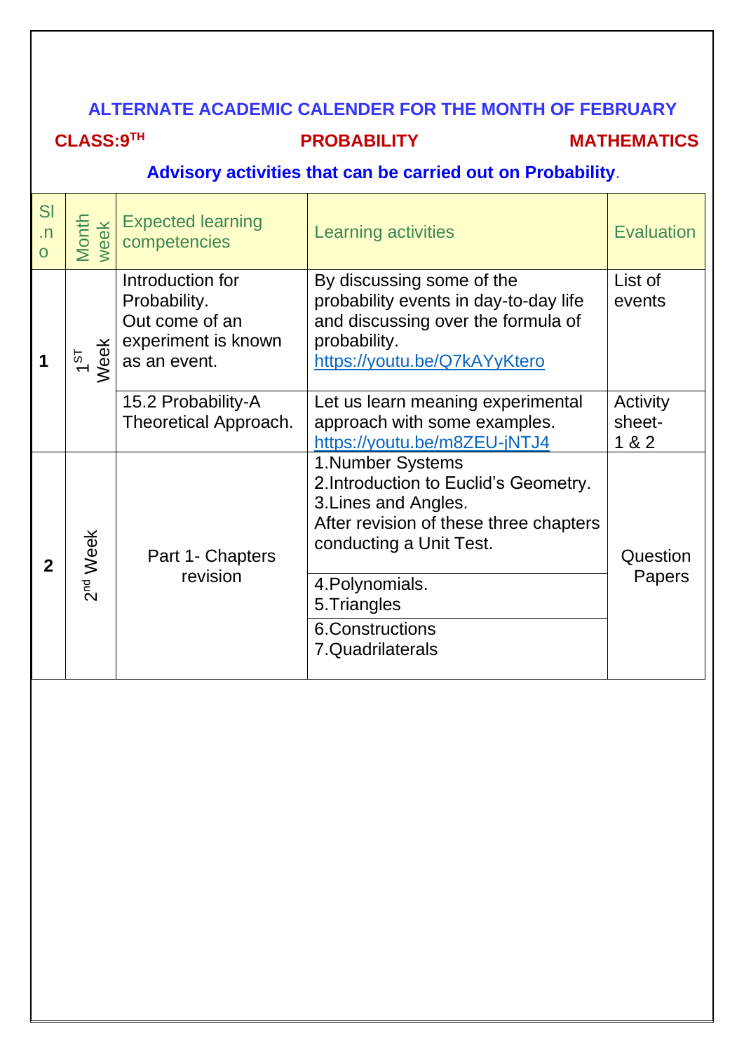# ALTERNATE ACADEMIC CALENDER FOR THE MONTH OF FEBRUARY

**CLASS:9TH** **PROBABILITY** **MATHEMATICS**

**Advisory activities that can be carried out on Probability.**

| Sl.no | Month week | Expected learning competencies | Learning activities | Evaluation |
|---|---|---|---|---|
| 1 | 1ST Week | Introduction for Probability.<br>Out come of an experiment is known as an event. | By discussing some of the probability events in day-to-day life and discussing over the formula of probability.<br>https://youtu.be/Q7kAYyKtero | List of events |
| | | 15.2 Probability-A Theoretical Approach. | Let us learn meaning experimental approach with some examples.<br>https://youtu.be/m8ZEU-jNTJ4 | Activity sheet-1 & 2 |
| 2 | 2nd Week | Part 1- Chapters revision | 1.Number Systems<br>2.Introduction to Euclid's Geometry.<br>3.Lines and Angles.<br>After revision of these three chapters conducting a Unit Test. | Question Papers |
| | | | 4.Polynomials.<br>5.Triangles | |
| | | | 6.Constructions<br>7.Quadrilaterals | |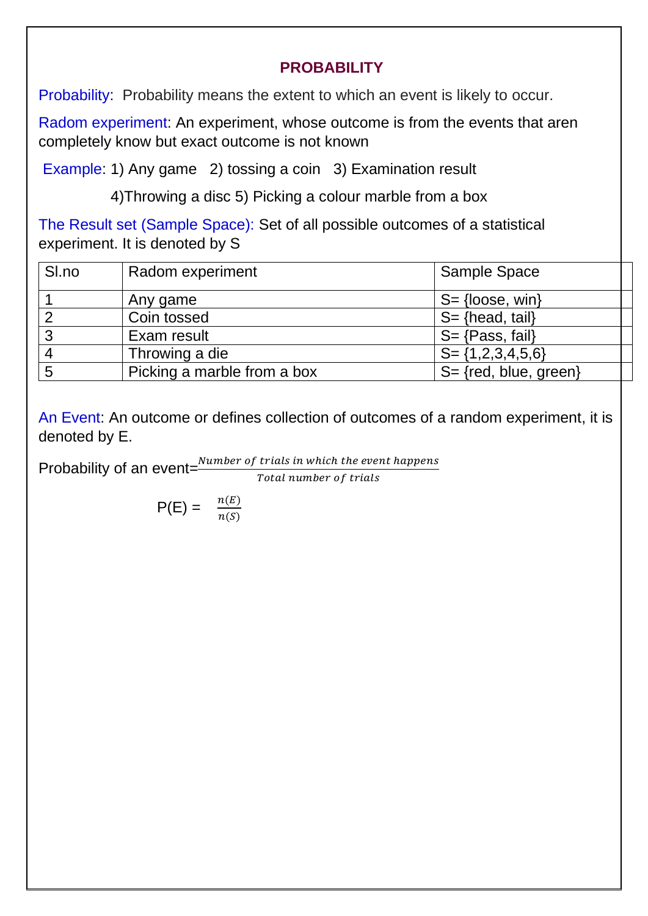# PROBABILITY

Probability: Probability means the extent to which an event is likely to occur.

Radom experiment: An experiment, whose outcome is from the events that aren completely know but exact outcome is not known

Example: 1) Any game 2) tossing a coin 3) Examination result

4)Throwing a disc 5) Picking a colour marble from a box

The Result set (Sample Space): Set of all possible outcomes of a statistical experiment. It is denoted by S

| Sl.no | Radom experiment | Sample Space |
|---|---|---|
| 1 | Any game | S= {loose, win} |
| 2 | Coin tossed | S= {head, tail} |
| 3 | Exam result | S= {Pass, fail} |
| 4 | Throwing a die | S= {1,2,3,4,5,6} |
| 5 | Picking a marble from a box | S= {red, blue, green} |

An Event: An outcome or defines collection of outcomes of a random experiment, it is denoted by E.

Probability of an event= $\frac{Number\ of\ trials\ in\ which\ the\ event\ happens}{Total\ number\ of\ trials}$

$$P(E) = \frac{n(E)}{n(S)}$$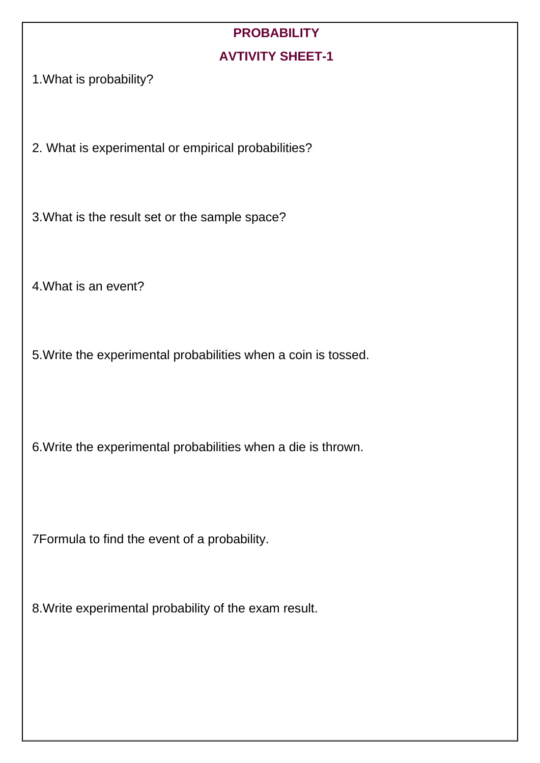# PROBABILITY

## AVTIVITY SHEET-1

1.What is probability?

2. What is experimental or empirical probabilities?

3.What is the result set or the sample space?

4.What is an event?

5.Write the experimental probabilities when a coin is tossed.

6.Write the experimental probabilities when a die is thrown.

7Formula to find the event of a probability.

8.Write experimental probability of the exam result.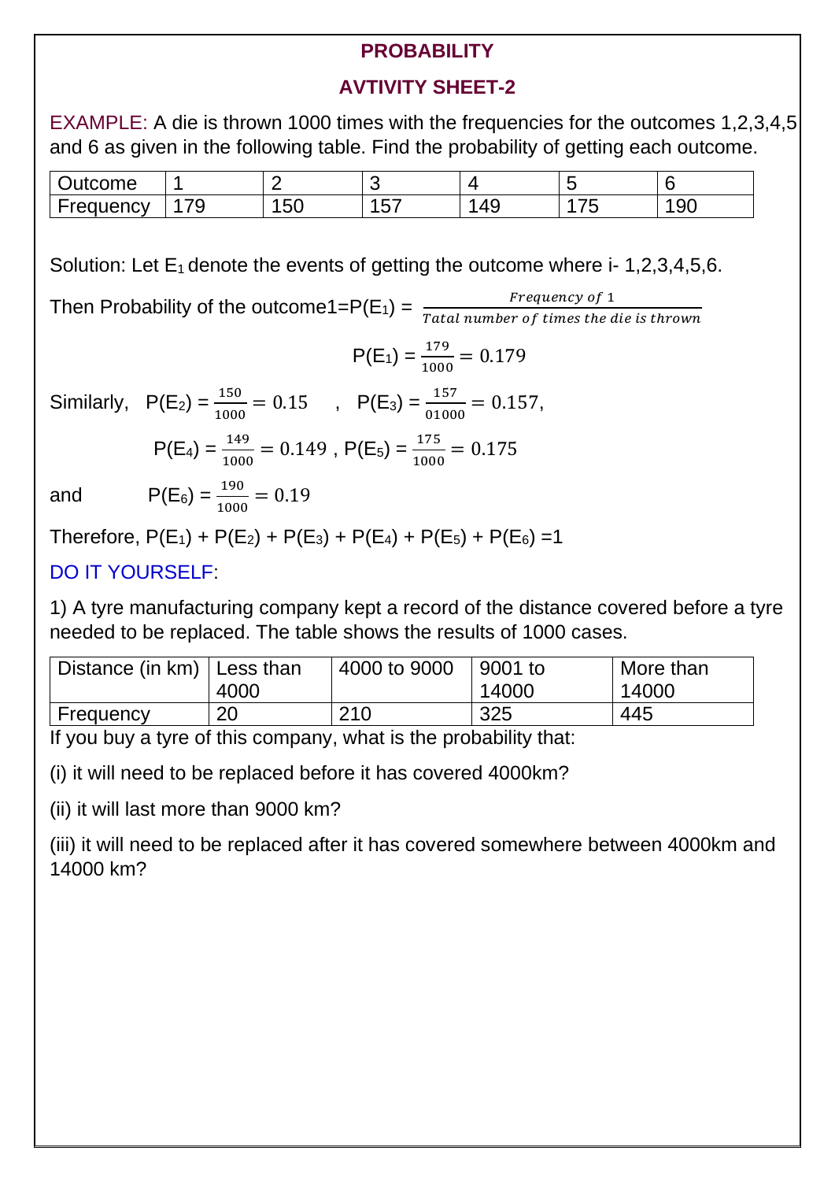# PROBABILITY

## AVTIVITY SHEET-2

EXAMPLE: A die is thrown 1000 times with the frequencies for the outcomes 1,2,3,4,5 and 6 as given in the following table. Find the probability of getting each outcome.

| Outcome | 1 | 2 | 3 | 4 | 5 | 6 |
|---|---|---|---|---|---|---|
| Frequency | 179 | 150 | 157 | 149 | 175 | 190 |

Solution: Let $E_1$ denote the events of getting the outcome where i- 1,2,3,4,5,6.

Then Probability of the outcome1=P($E_1$) = $\frac{Frequency\ of\ 1}{Tatal\ number\ of\ times\ the\ die\ is\ thrown}$

$$P(E_1) = \frac{179}{1000} = 0.179$$

Similarly, $P(E_2) = \frac{150}{1000} = 0.15$ , $P(E_3) = \frac{157}{01000} = 0.157$,

$P(E_4) = \frac{149}{1000} = 0.149$ , $P(E_5) = \frac{175}{1000} = 0.175$

and $P(E_6) = \frac{190}{1000} = 0.19$

Therefore, $P(E_1) + P(E_2) + P(E_3) + P(E_4) + P(E_5) + P(E_6) = 1$

DO IT YOURSELF:

1) A tyre manufacturing company kept a record of the distance covered before a tyre needed to be replaced. The table shows the results of 1000 cases.

| Distance (in km) | Less than 4000 | 4000 to 9000 | 9001 to 14000 | More than 14000 |
|---|---|---|---|---|
| Frequency | 20 | 210 | 325 | 445 |

If you buy a tyre of this company, what is the probability that:

(i) it will need to be replaced before it has covered 4000km?

(ii) it will last more than 9000 km?

(iii) it will need to be replaced after it has covered somewhere between 4000km and 14000 km?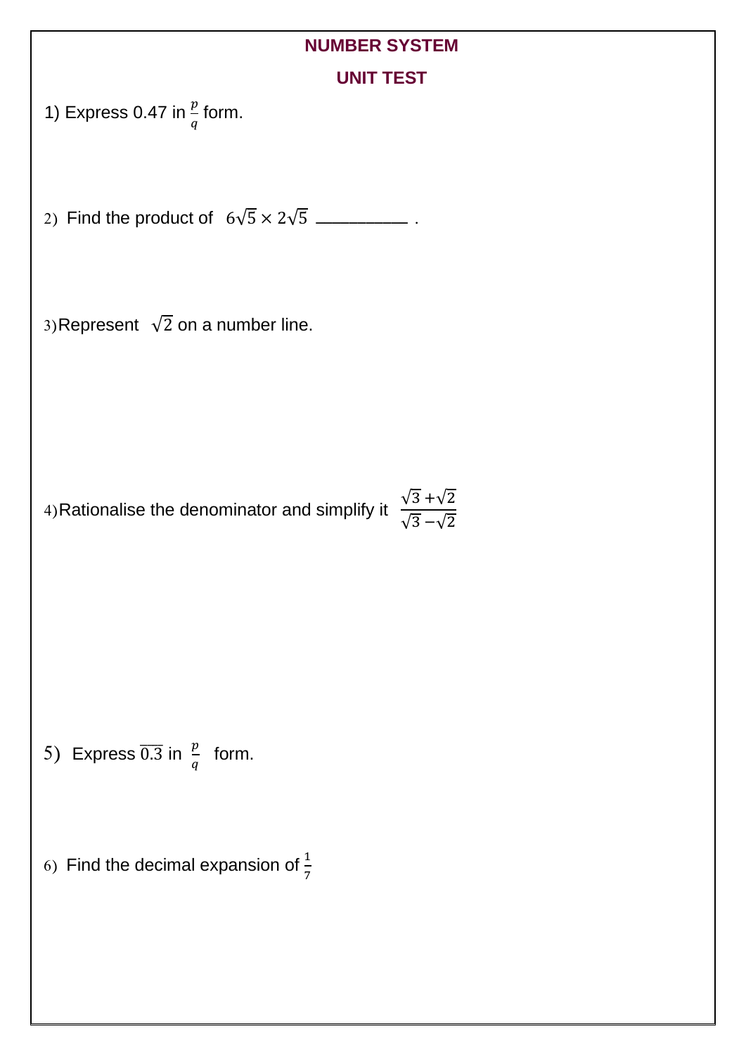## NUMBER SYSTEM

## UNIT TEST

1) Express 0.47 in $\frac{p}{q}$ form.

2) Find the product of $6\sqrt{5} \times 2\sqrt{5}$ __________ .

3) Represent $\sqrt{2}$ on a number line.

4) Rationalise the denominator and simplify it $\frac{\sqrt{3}+\sqrt{2}}{\sqrt{3}-\sqrt{2}}$

5) Express $\overline{0.3}$ in $\frac{p}{q}$ form.

6) Find the decimal expansion of $\frac{1}{7}$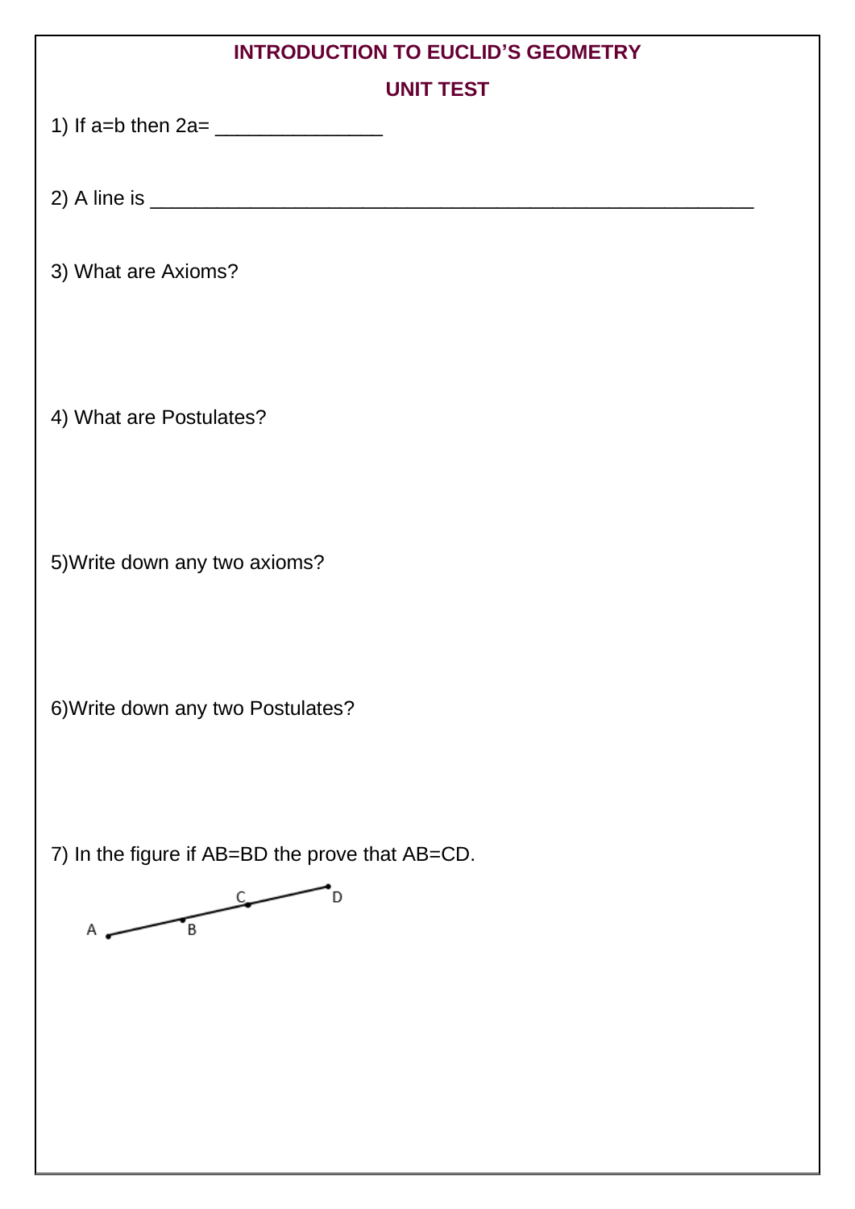## INTRODUCTION TO EUCLID'S GEOMETRY

## UNIT TEST

1) If a=b then 2a= _______________

2) A line is ______________________________________________________

3) What are Axioms?

4) What are Postulates?

5)Write down any two axioms?

6)Write down any two Postulates?

7) In the figure if AB=BD the prove that AB=CD.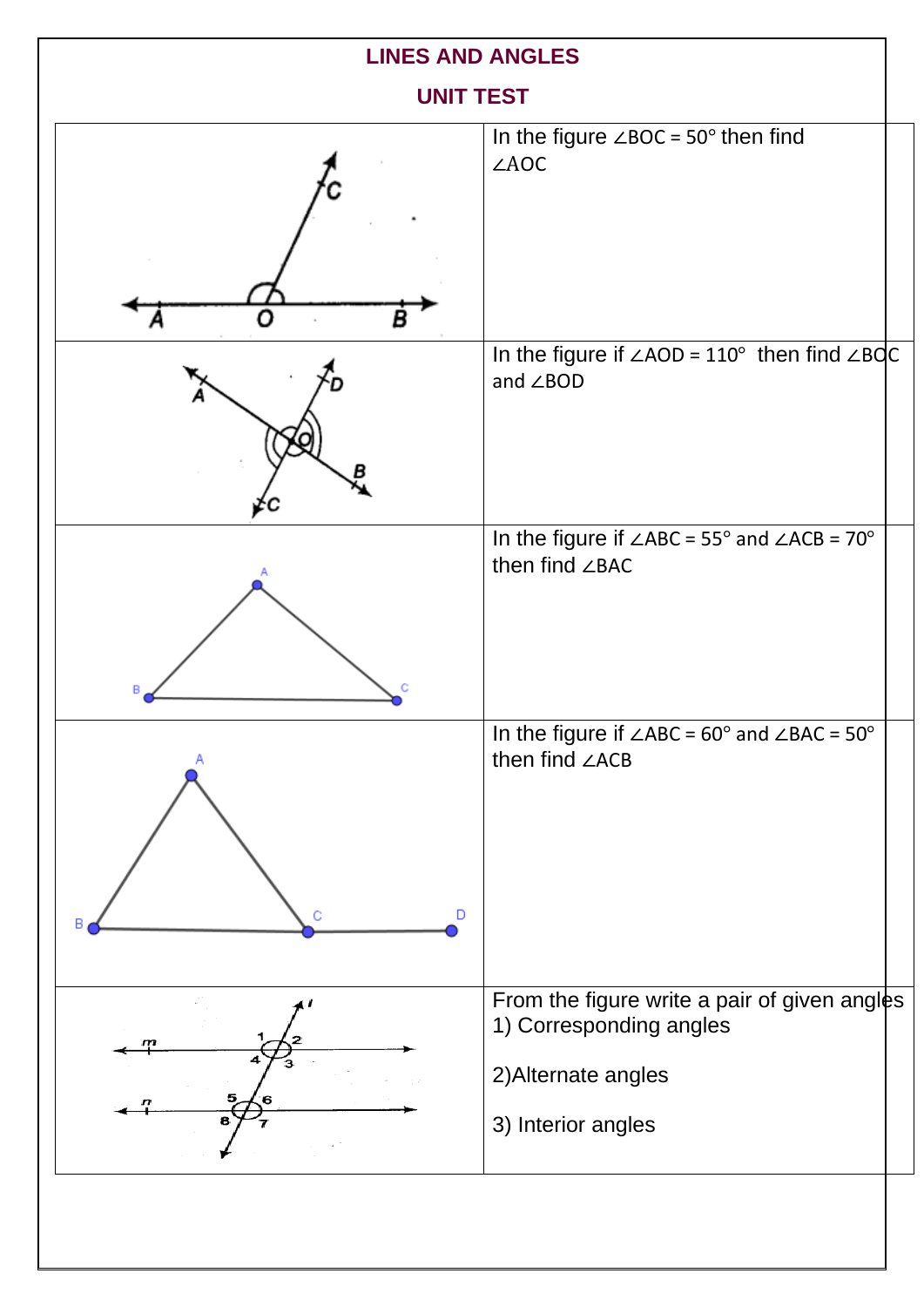**LINES AND ANGLES**

**UNIT TEST**

| | |
|---|---|
| | In the figure ∠BOC = 50° then find ∠AOC |
| | In the figure if ∠AOD = 110° then find ∠BOC and ∠BOD |
| | In the figure if ∠ABC = 55° and ∠ACB = 70° then find ∠BAC |
| | In the figure if ∠ABC = 60° and ∠BAC = 50° then find ∠ACB |
| | From the figure write a pair of given angles<br>1) Corresponding angles<br><br>2)Alternate angles<br><br>3) Interior angles |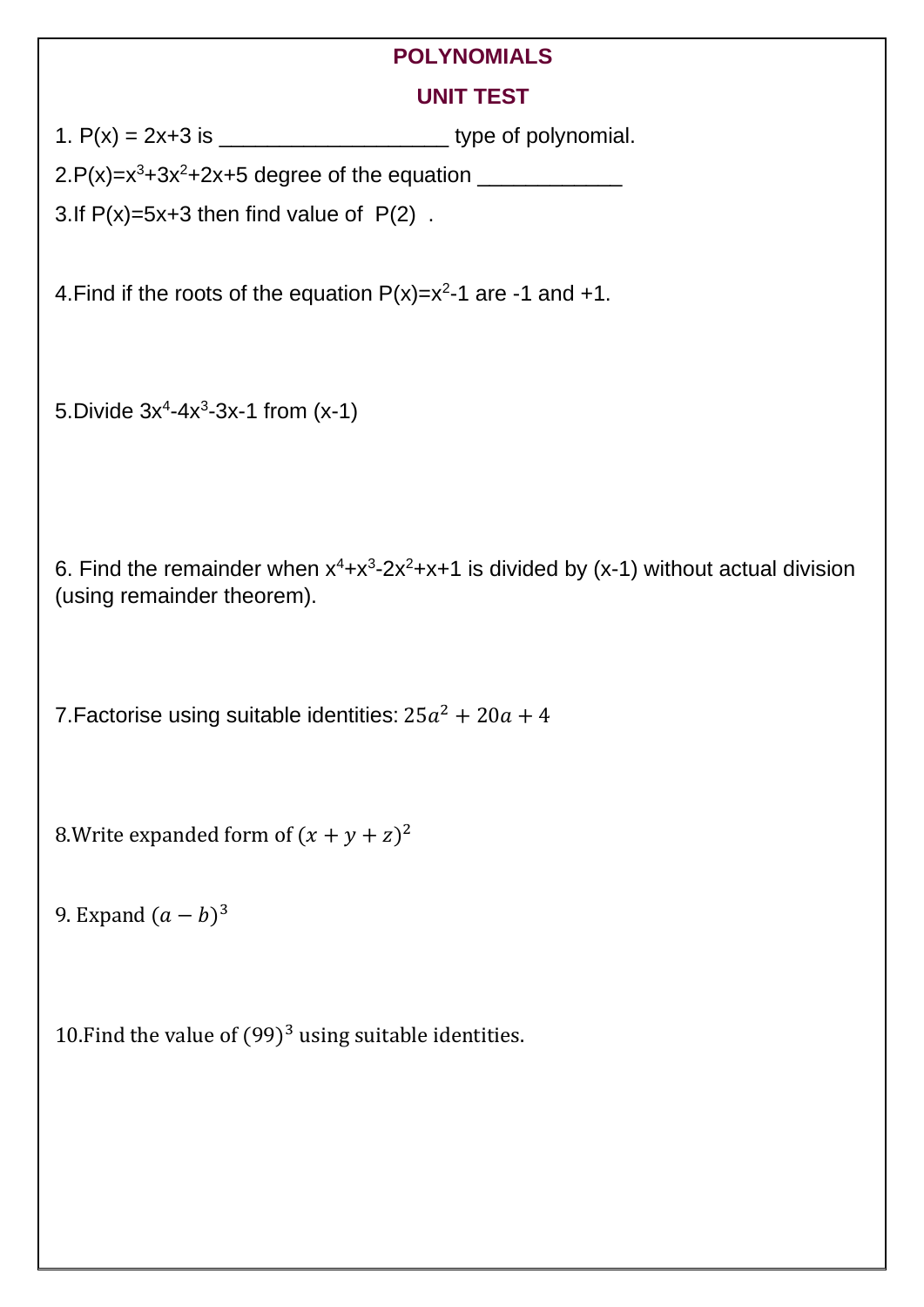# POLYNOMIALS

## UNIT TEST

1. $P(x) = 2x+3$ is ___________________ type of polynomial.

2. $P(x)=x^3+3x^2+2x+5$ degree of the equation ____________

3. If $P(x)=5x+3$ then find value of $P(2)$ .

4. Find if the roots of the equation $P(x)=x^2-1$ are -1 and +1.

5. Divide $3x^4-4x^3-3x-1$ from $(x-1)$

6. Find the remainder when $x^4+x^3-2x^2+x+1$ is divided by $(x-1)$ without actual division (using remainder theorem).

7. Factorise using suitable identities: $25a^2 + 20a + 4$

8. Write expanded form of $(x + y + z)^2$

9. Expand $(a - b)^3$

10. Find the value of $(99)^3$ using suitable identities.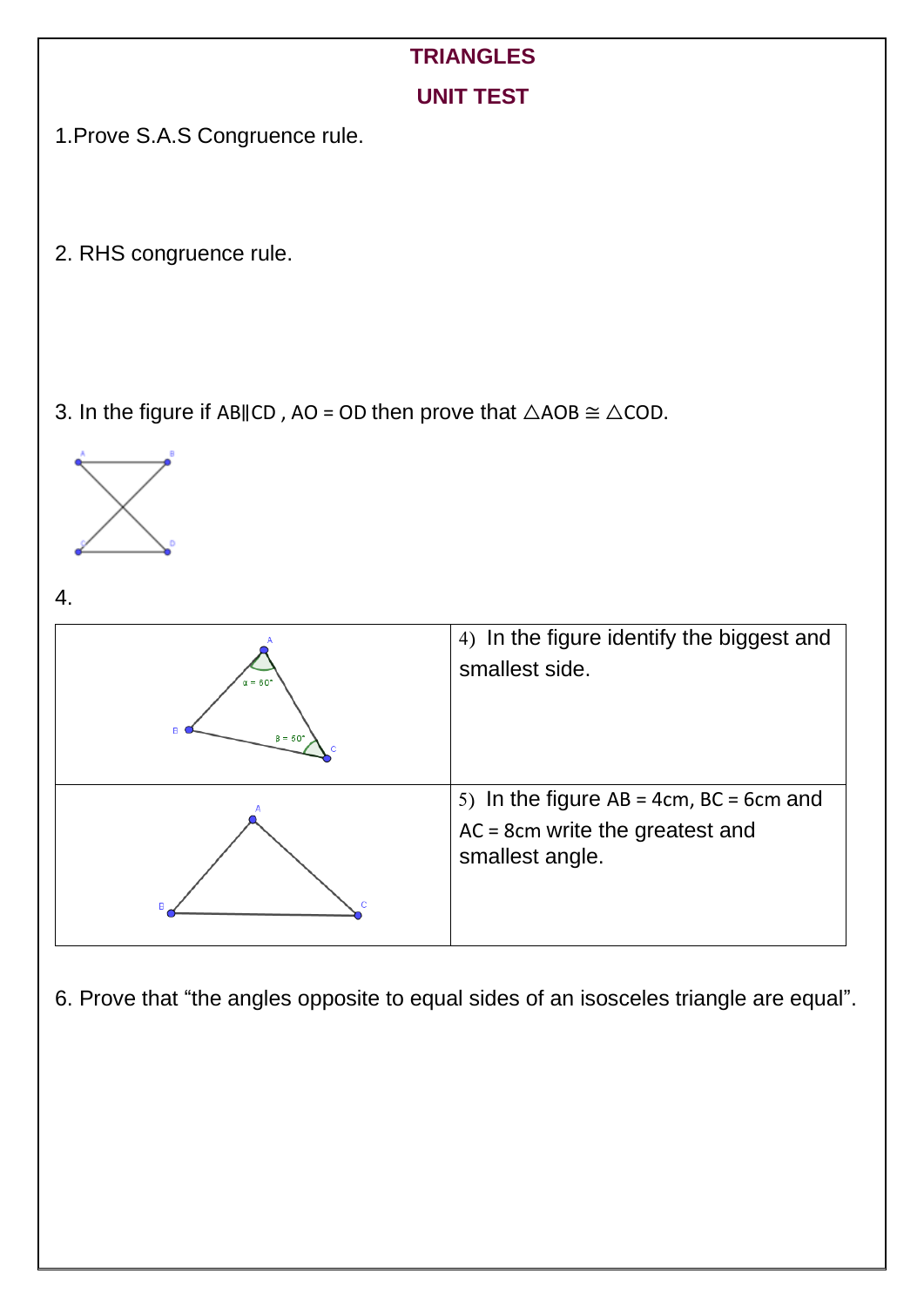## TRIANGLES

## UNIT TEST

1.Prove S.A.S Congruence rule.

2. RHS congruence rule.

3. In the figure if $AB \parallel CD$ , $AO = OD$ then prove that $\triangle AOB \cong \triangle COD$.

4.

| | |
|---|---|
| | 4) In the figure identify the biggest and smallest side. |
| | 5) In the figure $AB = 4cm$, $BC = 6cm$ and $AC = 8cm$ write the greatest and smallest angle. |

6. Prove that "the angles opposite to equal sides of an isosceles triangle are equal".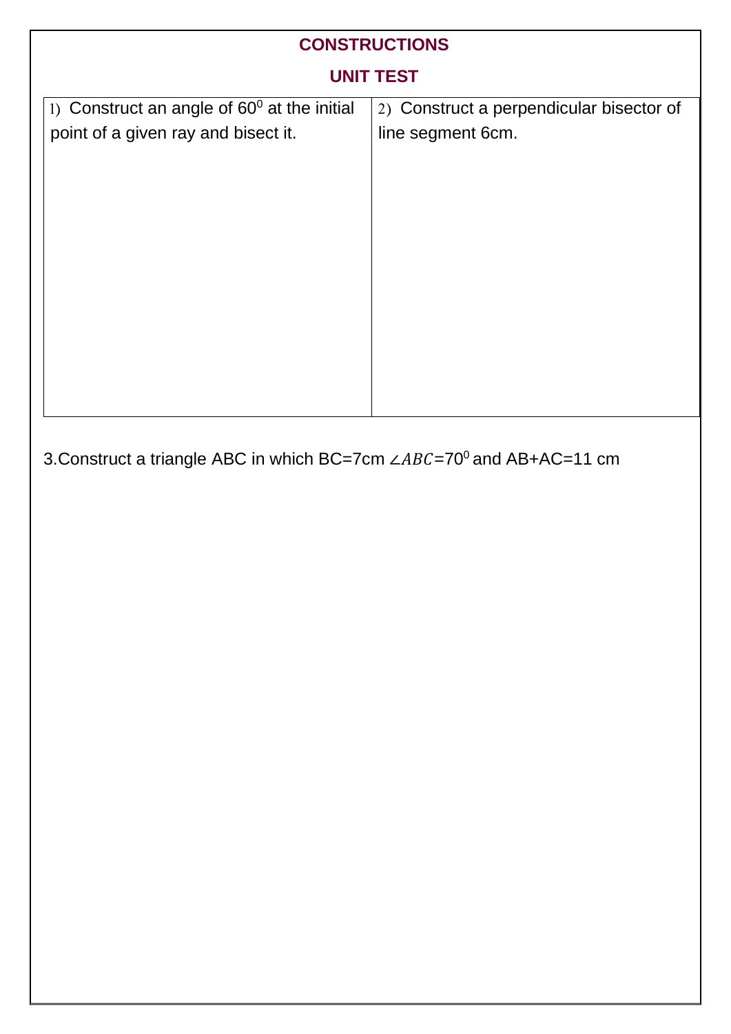# CONSTRUCTIONS

## UNIT TEST

| 1) Construct an angle of $60^0$ at the initial point of a given ray and bisect it. | 2) Construct a perpendicular bisector of line segment 6cm. |
| --- | --- |

3.Construct a triangle ABC in which BC=7cm $\angle ABC$=$70^0$ and AB+AC=11 cm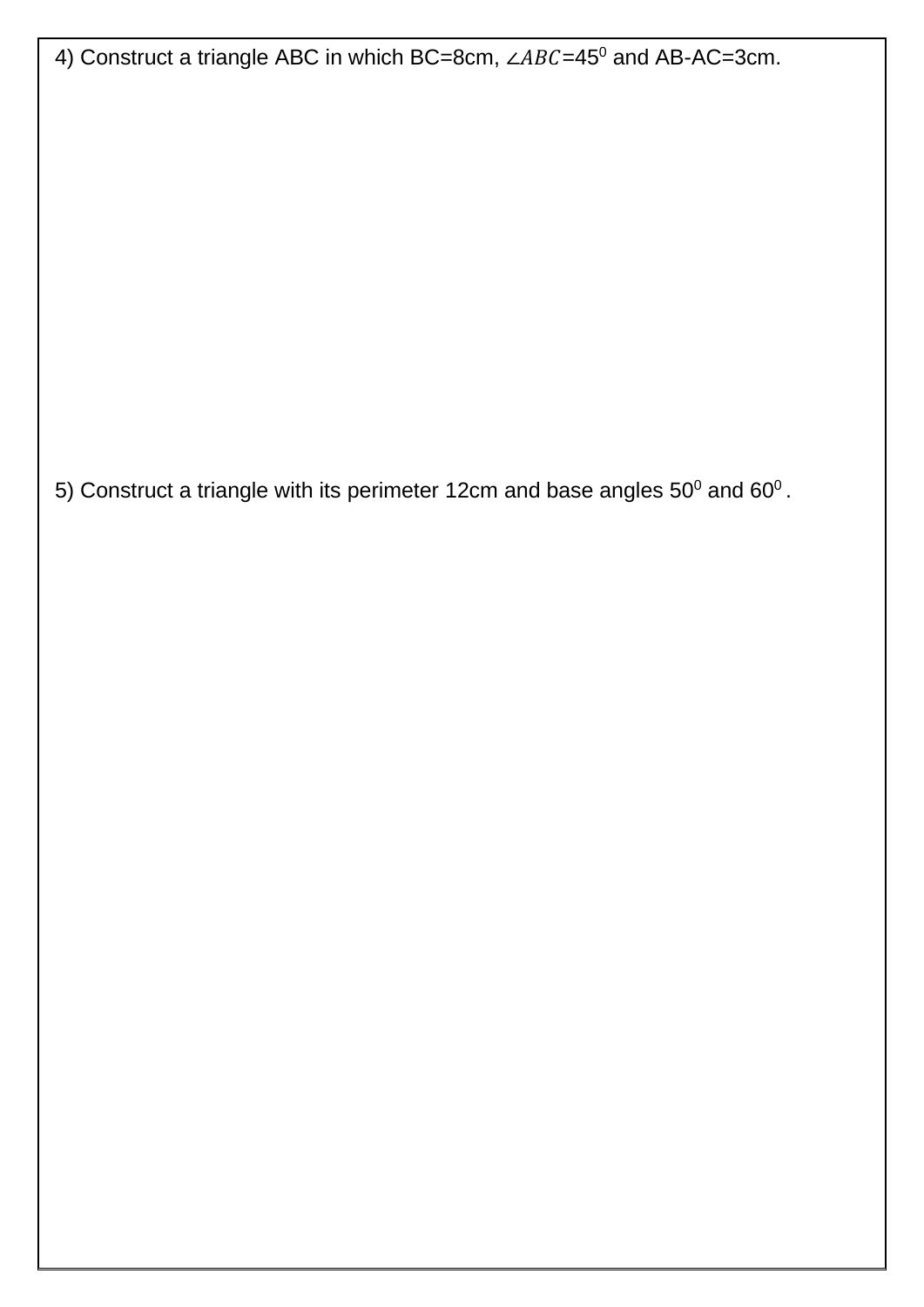4) Construct a triangle ABC in which BC=8cm, $\angle ABC=45^0$ and AB-AC=3cm.

5) Construct a triangle with its perimeter 12cm and base angles $50^0$ and $60^0$.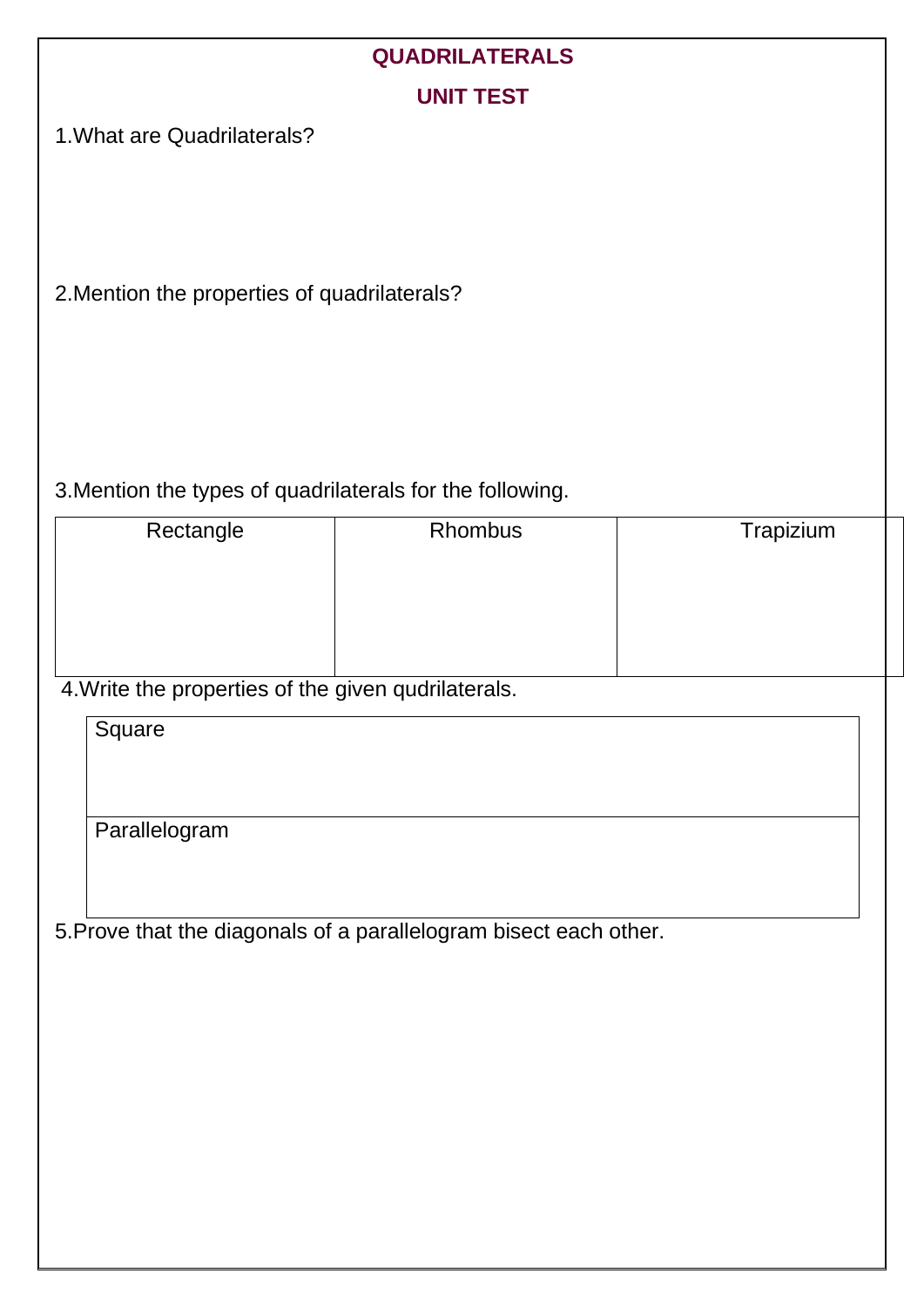# QUADRILATERALS

## UNIT TEST

1.What are Quadrilaterals?

2.Mention the properties of quadrilaterals?

3.Mention the types of quadrilaterals for the following.

| Rectangle | Rhombus | Trapizium |
|---|---|---|
| | | |

4.Write the properties of the given qudrilaterals.

| Square |
|---|
| Parallelogram |

5.Prove that the diagonals of a parallelogram bisect each other.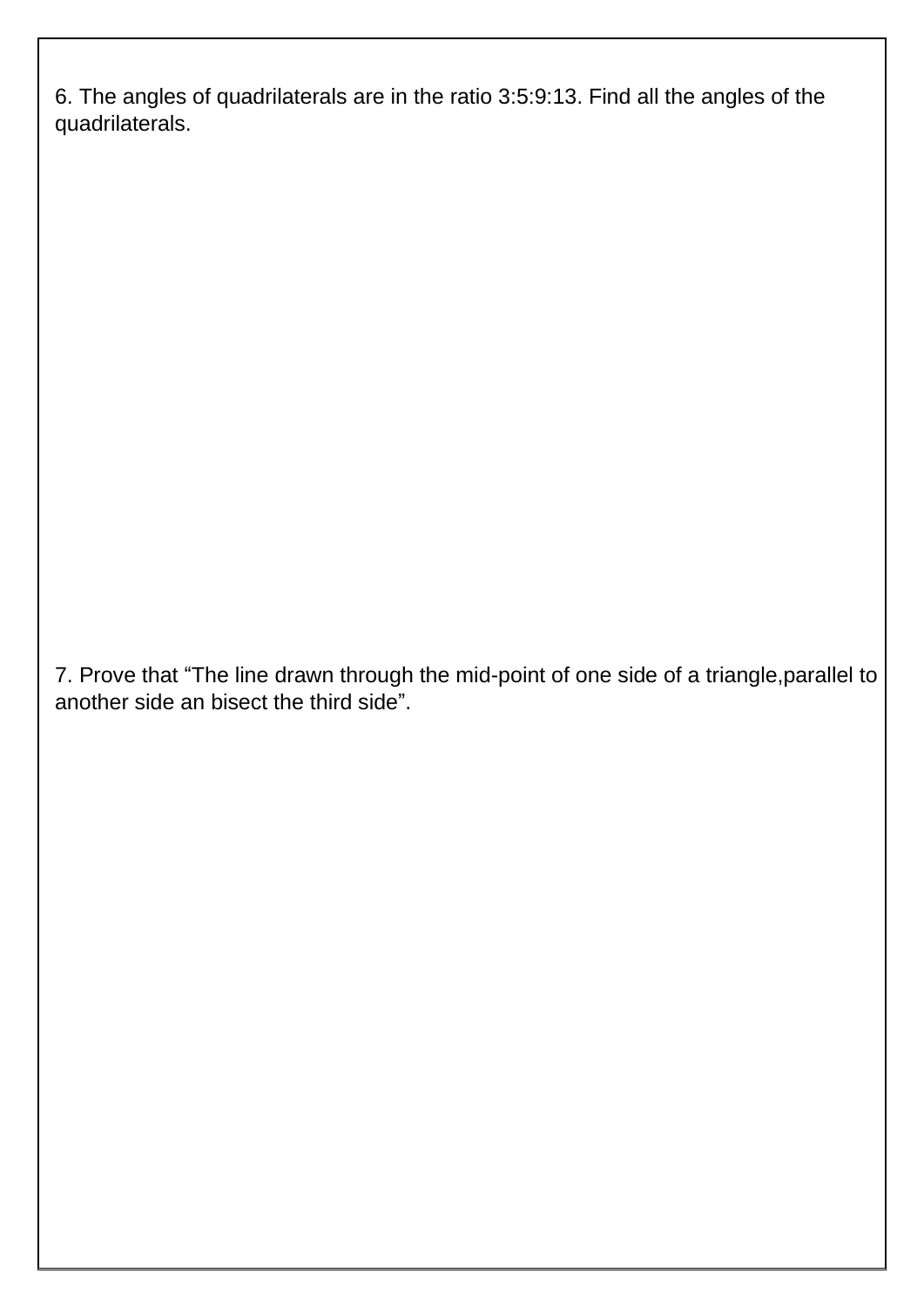6. The angles of quadrilaterals are in the ratio 3:5:9:13. Find all the angles of the quadrilaterals.

7. Prove that “The line drawn through the mid-point of one side of a triangle,parallel to another side an bisect the third side”.